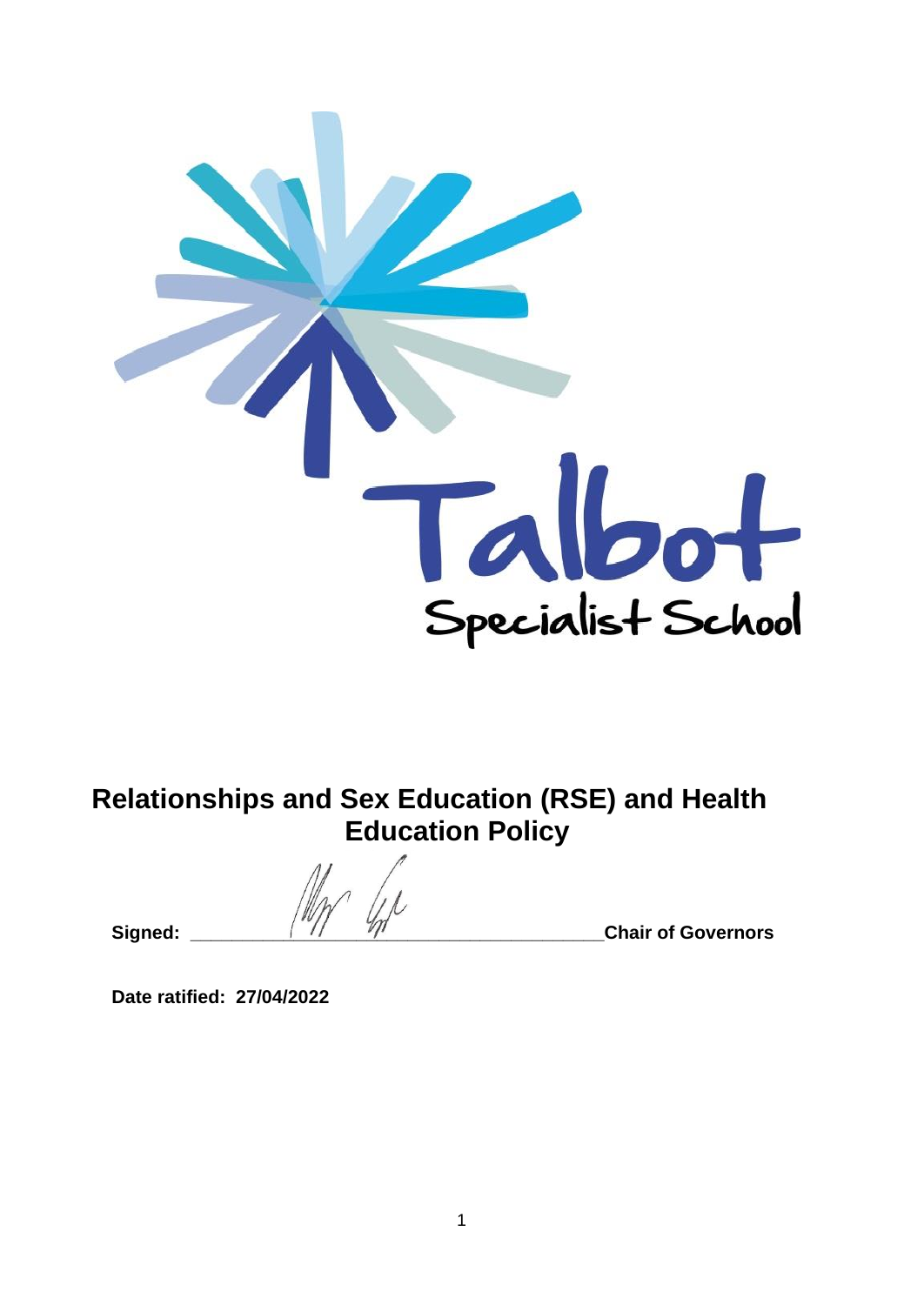Talbot Specialist School

# Relationships and Sex Education (RSE) and Health Education Policy

**Signed: ________________________________________ Chair of Governors**

**Date ratified: 27/04/2022**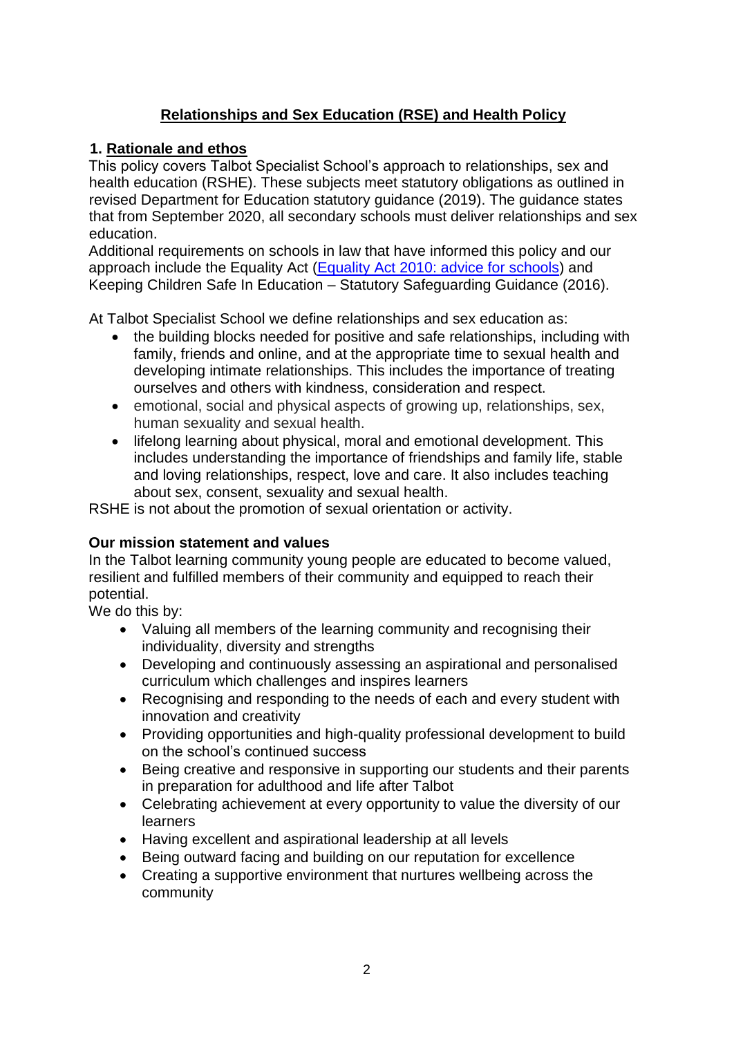# Relationships and Sex Education (RSE) and Health Policy

## 1. Rationale and ethos

This policy covers Talbot Specialist School's approach to relationships, sex and health education (RSHE). These subjects meet statutory obligations as outlined in revised Department for Education statutory guidance (2019). The guidance states that from September 2020, all secondary schools must deliver relationships and sex education.

Additional requirements on schools in law that have informed this policy and our approach include the Equality Act ([Equality Act 2010: advice for schools]) and Keeping Children Safe In Education – Statutory Safeguarding Guidance (2016).

At Talbot Specialist School we define relationships and sex education as:

- the building blocks needed for positive and safe relationships, including with family, friends and online, and at the appropriate time to sexual health and developing intimate relationships. This includes the importance of treating ourselves and others with kindness, consideration and respect.
- emotional, social and physical aspects of growing up, relationships, sex, human sexuality and sexual health.
- lifelong learning about physical, moral and emotional development. This includes understanding the importance of friendships and family life, stable and loving relationships, respect, love and care. It also includes teaching about sex, consent, sexuality and sexual health.

RSHE is not about the promotion of sexual orientation or activity.

### Our mission statement and values

In the Talbot learning community young people are educated to become valued, resilient and fulfilled members of their community and equipped to reach their potential.

We do this by:

- Valuing all members of the learning community and recognising their individuality, diversity and strengths
- Developing and continuously assessing an aspirational and personalised curriculum which challenges and inspires learners
- Recognising and responding to the needs of each and every student with innovation and creativity
- Providing opportunities and high-quality professional development to build on the school's continued success
- Being creative and responsive in supporting our students and their parents in preparation for adulthood and life after Talbot
- Celebrating achievement at every opportunity to value the diversity of our learners
- Having excellent and aspirational leadership at all levels
- Being outward facing and building on our reputation for excellence
- Creating a supportive environment that nurtures wellbeing across the community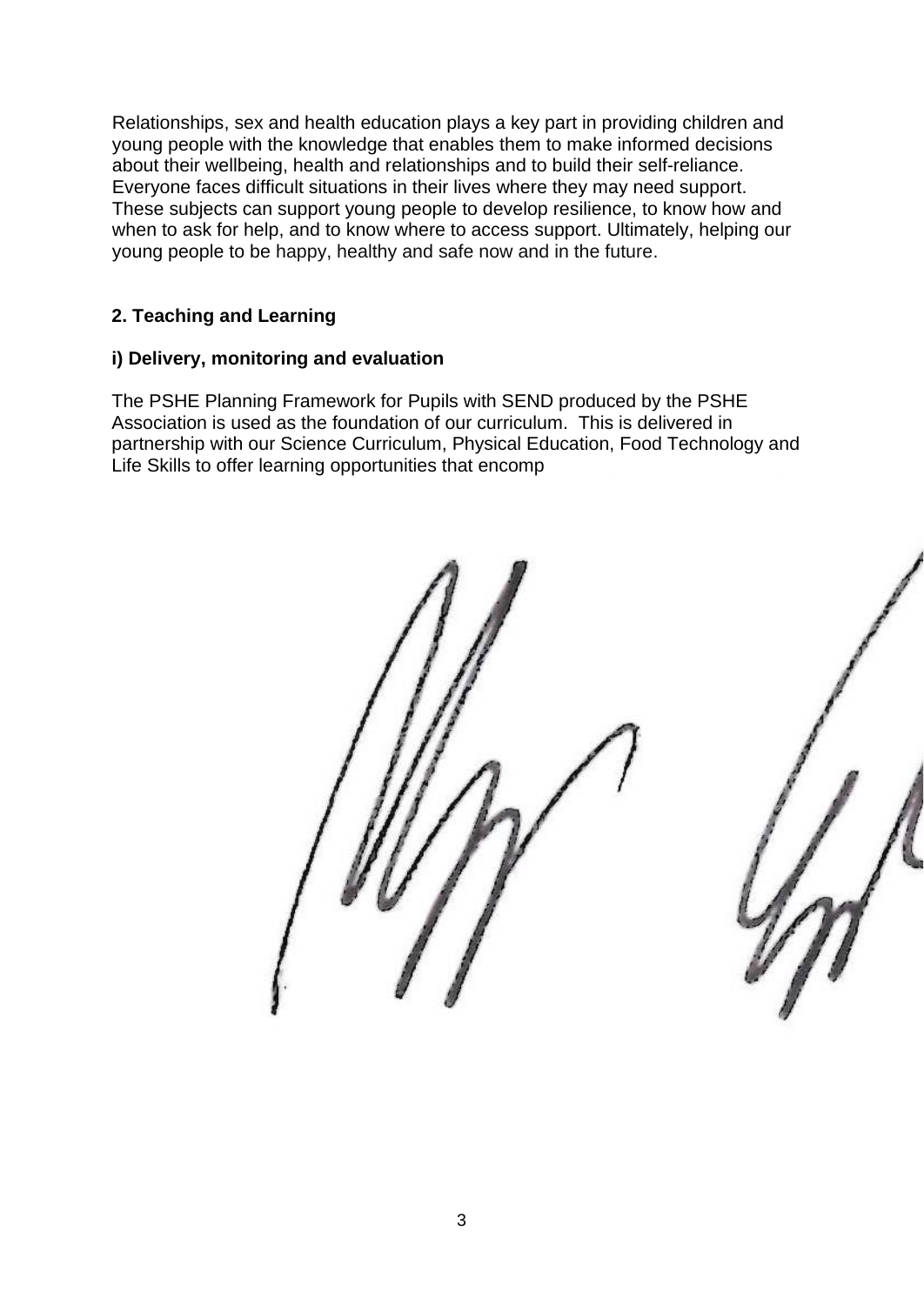Relationships, sex and health education plays a key part in providing children and young people with the knowledge that enables them to make informed decisions about their wellbeing, health and relationships and to build their self-reliance. Everyone faces difficult situations in their lives where they may need support. These subjects can support young people to develop resilience, to know how and when to ask for help, and to know where to access support. Ultimately, helping our young people to be happy, healthy and safe now and in the future.

## 2. Teaching and Learning

### i) Delivery, monitoring and evaluation

The PSHE Planning Framework for Pupils with SEND produced by the PSHE Association is used as the foundation of our curriculum. This is delivered in partnership with our Science Curriculum, Physical Education, Food Technology and Life Skills to offer learning opportunities that encomp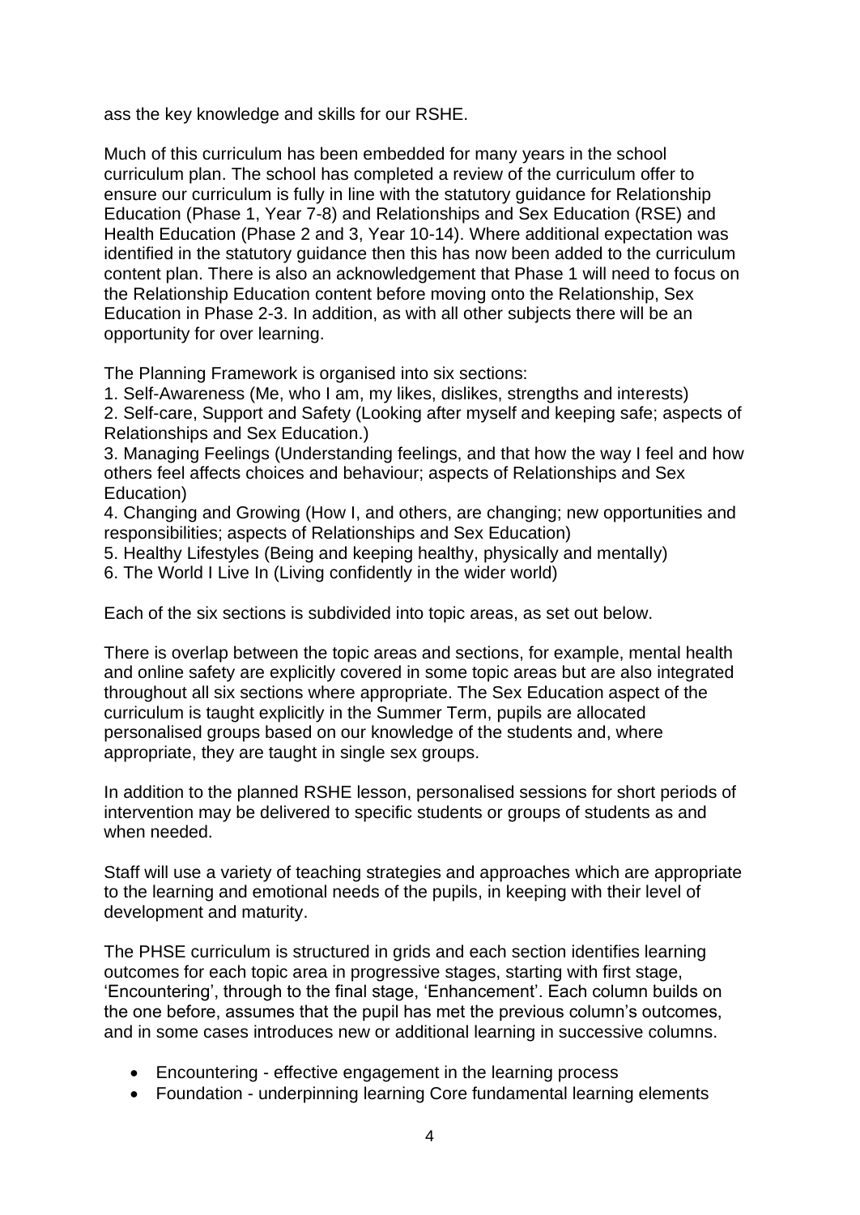ass the key knowledge and skills for our RSHE.

Much of this curriculum has been embedded for many years in the school curriculum plan. The school has completed a review of the curriculum offer to ensure our curriculum is fully in line with the statutory guidance for Relationship Education (Phase 1, Year 7-8) and Relationships and Sex Education (RSE) and Health Education (Phase 2 and 3, Year 10-14). Where additional expectation was identified in the statutory guidance then this has now been added to the curriculum content plan. There is also an acknowledgement that Phase 1 will need to focus on the Relationship Education content before moving onto the Relationship, Sex Education in Phase 2-3. In addition, as with all other subjects there will be an opportunity for over learning.

The Planning Framework is organised into six sections:

1. Self-Awareness (Me, who I am, my likes, dislikes, strengths and interests)
2. Self-care, Support and Safety (Looking after myself and keeping safe; aspects of Relationships and Sex Education.)
3. Managing Feelings (Understanding feelings, and that how the way I feel and how others feel affects choices and behaviour; aspects of Relationships and Sex Education)
4. Changing and Growing (How I, and others, are changing; new opportunities and responsibilities; aspects of Relationships and Sex Education)
5. Healthy Lifestyles (Being and keeping healthy, physically and mentally)
6. The World I Live In (Living confidently in the wider world)

Each of the six sections is subdivided into topic areas, as set out below.

There is overlap between the topic areas and sections, for example, mental health and online safety are explicitly covered in some topic areas but are also integrated throughout all six sections where appropriate. The Sex Education aspect of the curriculum is taught explicitly in the Summer Term, pupils are allocated personalised groups based on our knowledge of the students and, where appropriate, they are taught in single sex groups.

In addition to the planned RSHE lesson, personalised sessions for short periods of intervention may be delivered to specific students or groups of students as and when needed.

Staff will use a variety of teaching strategies and approaches which are appropriate to the learning and emotional needs of the pupils, in keeping with their level of development and maturity.

The PHSE curriculum is structured in grids and each section identifies learning outcomes for each topic area in progressive stages, starting with first stage, 'Encountering', through to the final stage, 'Enhancement'. Each column builds on the one before, assumes that the pupil has met the previous column's outcomes, and in some cases introduces new or additional learning in successive columns.

- Encountering - effective engagement in the learning process
- Foundation - underpinning learning Core fundamental learning elements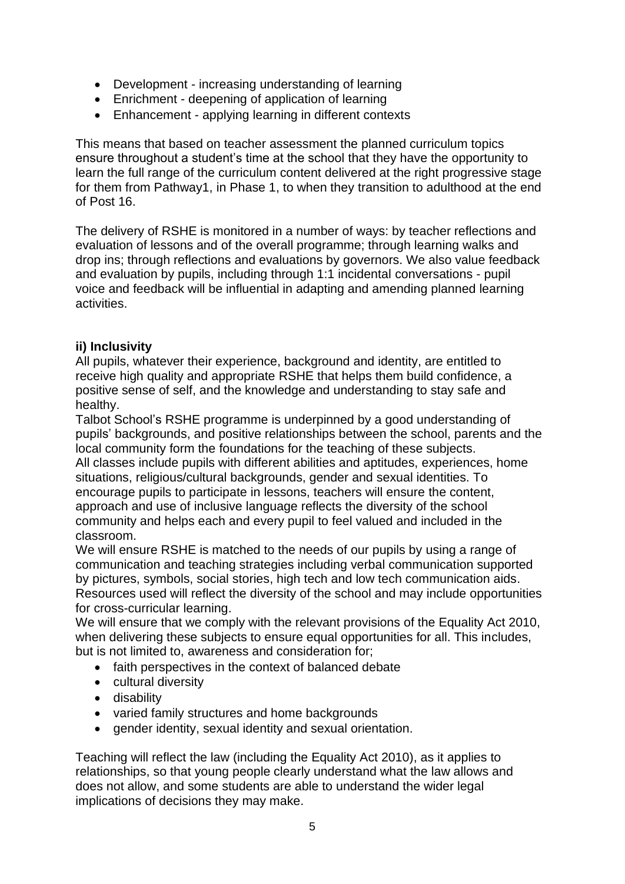- Development - increasing understanding of learning
- Enrichment - deepening of application of learning
- Enhancement - applying learning in different contexts

This means that based on teacher assessment the planned curriculum topics ensure throughout a student's time at the school that they have the opportunity to learn the full range of the curriculum content delivered at the right progressive stage for them from Pathway1, in Phase 1, to when they transition to adulthood at the end of Post 16.

The delivery of RSHE is monitored in a number of ways: by teacher reflections and evaluation of lessons and of the overall programme; through learning walks and drop ins; through reflections and evaluations by governors. We also value feedback and evaluation by pupils, including through 1:1 incidental conversations - pupil voice and feedback will be influential in adapting and amending planned learning activities.

**ii) Inclusivity**

All pupils, whatever their experience, background and identity, are entitled to receive high quality and appropriate RSHE that helps them build confidence, a positive sense of self, and the knowledge and understanding to stay safe and healthy.

Talbot School's RSHE programme is underpinned by a good understanding of pupils' backgrounds, and positive relationships between the school, parents and the local community form the foundations for the teaching of these subjects.

All classes include pupils with different abilities and aptitudes, experiences, home situations, religious/cultural backgrounds, gender and sexual identities. To encourage pupils to participate in lessons, teachers will ensure the content, approach and use of inclusive language reflects the diversity of the school community and helps each and every pupil to feel valued and included in the classroom.

We will ensure RSHE is matched to the needs of our pupils by using a range of communication and teaching strategies including verbal communication supported by pictures, symbols, social stories, high tech and low tech communication aids. Resources used will reflect the diversity of the school and may include opportunities for cross-curricular learning.

We will ensure that we comply with the relevant provisions of the Equality Act 2010, when delivering these subjects to ensure equal opportunities for all. This includes, but is not limited to, awareness and consideration for;

- faith perspectives in the context of balanced debate
- cultural diversity
- disability
- varied family structures and home backgrounds
- gender identity, sexual identity and sexual orientation.

Teaching will reflect the law (including the Equality Act 2010), as it applies to relationships, so that young people clearly understand what the law allows and does not allow, and some students are able to understand the wider legal implications of decisions they may make.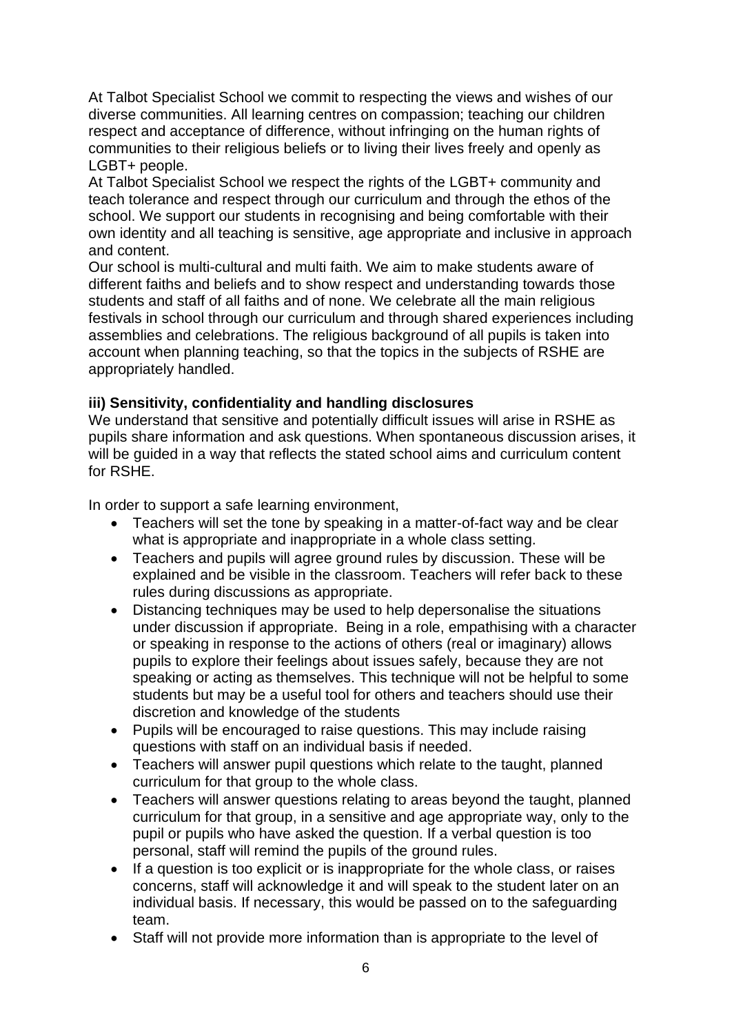At Talbot Specialist School we commit to respecting the views and wishes of our diverse communities. All learning centres on compassion; teaching our children respect and acceptance of difference, without infringing on the human rights of communities to their religious beliefs or to living their lives freely and openly as LGBT+ people.

At Talbot Specialist School we respect the rights of the LGBT+ community and teach tolerance and respect through our curriculum and through the ethos of the school. We support our students in recognising and being comfortable with their own identity and all teaching is sensitive, age appropriate and inclusive in approach and content.

Our school is multi-cultural and multi faith. We aim to make students aware of different faiths and beliefs and to show respect and understanding towards those students and staff of all faiths and of none. We celebrate all the main religious festivals in school through our curriculum and through shared experiences including assemblies and celebrations. The religious background of all pupils is taken into account when planning teaching, so that the topics in the subjects of RSHE are appropriately handled.

**iii) Sensitivity, confidentiality and handling disclosures**

We understand that sensitive and potentially difficult issues will arise in RSHE as pupils share information and ask questions. When spontaneous discussion arises, it will be guided in a way that reflects the stated school aims and curriculum content for RSHE.

In order to support a safe learning environment,

- Teachers will set the tone by speaking in a matter-of-fact way and be clear what is appropriate and inappropriate in a whole class setting.
- Teachers and pupils will agree ground rules by discussion. These will be explained and be visible in the classroom. Teachers will refer back to these rules during discussions as appropriate.
- Distancing techniques may be used to help depersonalise the situations under discussion if appropriate. Being in a role, empathising with a character or speaking in response to the actions of others (real or imaginary) allows pupils to explore their feelings about issues safely, because they are not speaking or acting as themselves. This technique will not be helpful to some students but may be a useful tool for others and teachers should use their discretion and knowledge of the students
- Pupils will be encouraged to raise questions. This may include raising questions with staff on an individual basis if needed.
- Teachers will answer pupil questions which relate to the taught, planned curriculum for that group to the whole class.
- Teachers will answer questions relating to areas beyond the taught, planned curriculum for that group, in a sensitive and age appropriate way, only to the pupil or pupils who have asked the question. If a verbal question is too personal, staff will remind the pupils of the ground rules.
- If a question is too explicit or is inappropriate for the whole class, or raises concerns, staff will acknowledge it and will speak to the student later on an individual basis. If necessary, this would be passed on to the safeguarding team.
- Staff will not provide more information than is appropriate to the level of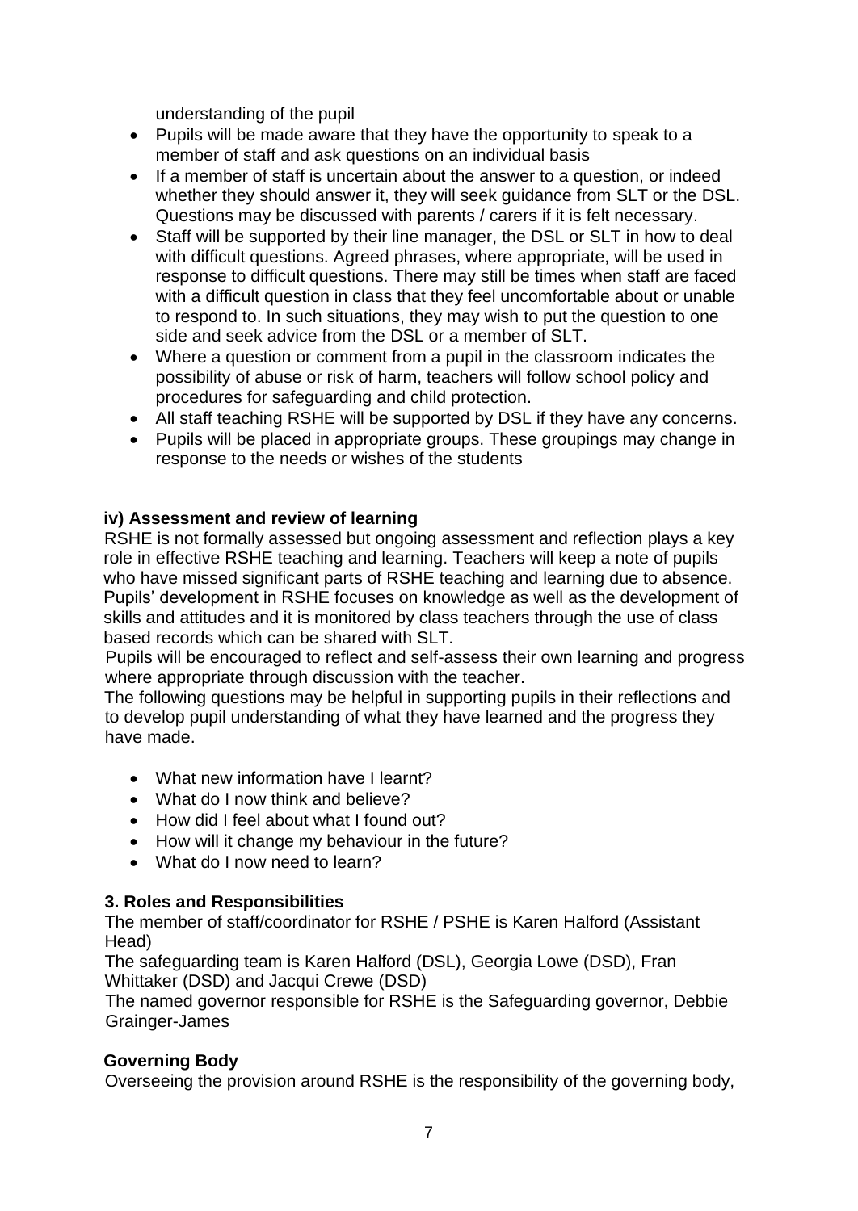understanding of the pupil

- Pupils will be made aware that they have the opportunity to speak to a member of staff and ask questions on an individual basis
- If a member of staff is uncertain about the answer to a question, or indeed whether they should answer it, they will seek guidance from SLT or the DSL. Questions may be discussed with parents / carers if it is felt necessary.
- Staff will be supported by their line manager, the DSL or SLT in how to deal with difficult questions. Agreed phrases, where appropriate, will be used in response to difficult questions. There may still be times when staff are faced with a difficult question in class that they feel uncomfortable about or unable to respond to. In such situations, they may wish to put the question to one side and seek advice from the DSL or a member of SLT.
- Where a question or comment from a pupil in the classroom indicates the possibility of abuse or risk of harm, teachers will follow school policy and procedures for safeguarding and child protection.
- All staff teaching RSHE will be supported by DSL if they have any concerns.
- Pupils will be placed in appropriate groups. These groupings may change in response to the needs or wishes of the students

### iv) Assessment and review of learning

RSHE is not formally assessed but ongoing assessment and reflection plays a key role in effective RSHE teaching and learning. Teachers will keep a note of pupils who have missed significant parts of RSHE teaching and learning due to absence. Pupils' development in RSHE focuses on knowledge as well as the development of skills and attitudes and it is monitored by class teachers through the use of class based records which can be shared with SLT.

Pupils will be encouraged to reflect and self-assess their own learning and progress where appropriate through discussion with the teacher.

The following questions may be helpful in supporting pupils in their reflections and to develop pupil understanding of what they have learned and the progress they have made.

- What new information have I learnt?
- What do I now think and believe?
- How did I feel about what I found out?
- How will it change my behaviour in the future?
- What do I now need to learn?

## 3. Roles and Responsibilities

The member of staff/coordinator for RSHE / PSHE is Karen Halford (Assistant Head)

The safeguarding team is Karen Halford (DSL), Georgia Lowe (DSD), Fran Whittaker (DSD) and Jacqui Crewe (DSD)

The named governor responsible for RSHE is the Safeguarding governor, Debbie Grainger-James

### Governing Body

Overseeing the provision around RSHE is the responsibility of the governing body,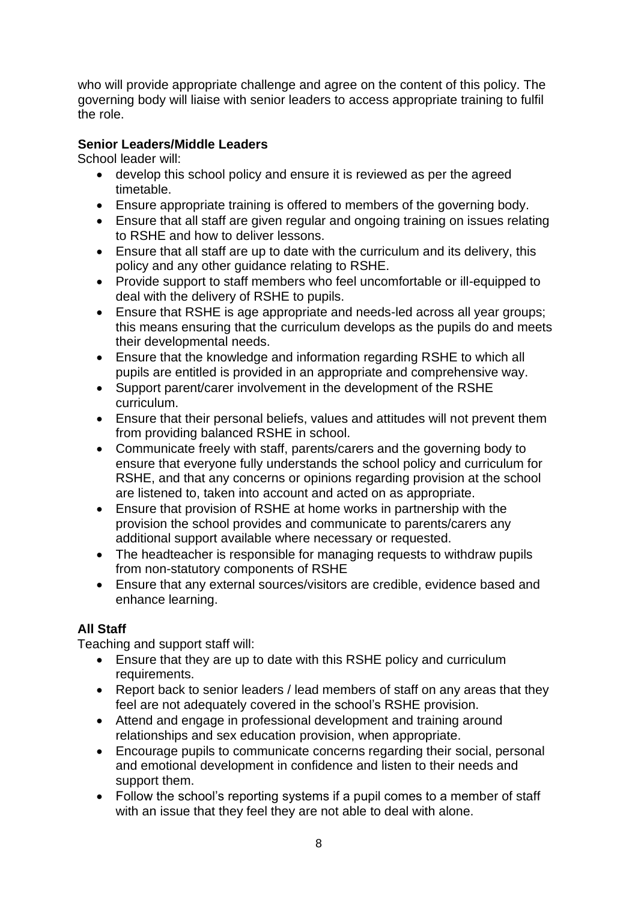who will provide appropriate challenge and agree on the content of this policy. The governing body will liaise with senior leaders to access appropriate training to fulfil the role.

**Senior Leaders/Middle Leaders**

School leader will:

- develop this school policy and ensure it is reviewed as per the agreed timetable.
- Ensure appropriate training is offered to members of the governing body.
- Ensure that all staff are given regular and ongoing training on issues relating to RSHE and how to deliver lessons.
- Ensure that all staff are up to date with the curriculum and its delivery, this policy and any other guidance relating to RSHE.
- Provide support to staff members who feel uncomfortable or ill-equipped to deal with the delivery of RSHE to pupils.
- Ensure that RSHE is age appropriate and needs-led across all year groups; this means ensuring that the curriculum develops as the pupils do and meets their developmental needs.
- Ensure that the knowledge and information regarding RSHE to which all pupils are entitled is provided in an appropriate and comprehensive way.
- Support parent/carer involvement in the development of the RSHE curriculum.
- Ensure that their personal beliefs, values and attitudes will not prevent them from providing balanced RSHE in school.
- Communicate freely with staff, parents/carers and the governing body to ensure that everyone fully understands the school policy and curriculum for RSHE, and that any concerns or opinions regarding provision at the school are listened to, taken into account and acted on as appropriate.
- Ensure that provision of RSHE at home works in partnership with the provision the school provides and communicate to parents/carers any additional support available where necessary or requested.
- The headteacher is responsible for managing requests to withdraw pupils from non-statutory components of RSHE
- Ensure that any external sources/visitors are credible, evidence based and enhance learning.

**All Staff**

Teaching and support staff will:

- Ensure that they are up to date with this RSHE policy and curriculum requirements.
- Report back to senior leaders / lead members of staff on any areas that they feel are not adequately covered in the school's RSHE provision.
- Attend and engage in professional development and training around relationships and sex education provision, when appropriate.
- Encourage pupils to communicate concerns regarding their social, personal and emotional development in confidence and listen to their needs and support them.
- Follow the school's reporting systems if a pupil comes to a member of staff with an issue that they feel they are not able to deal with alone.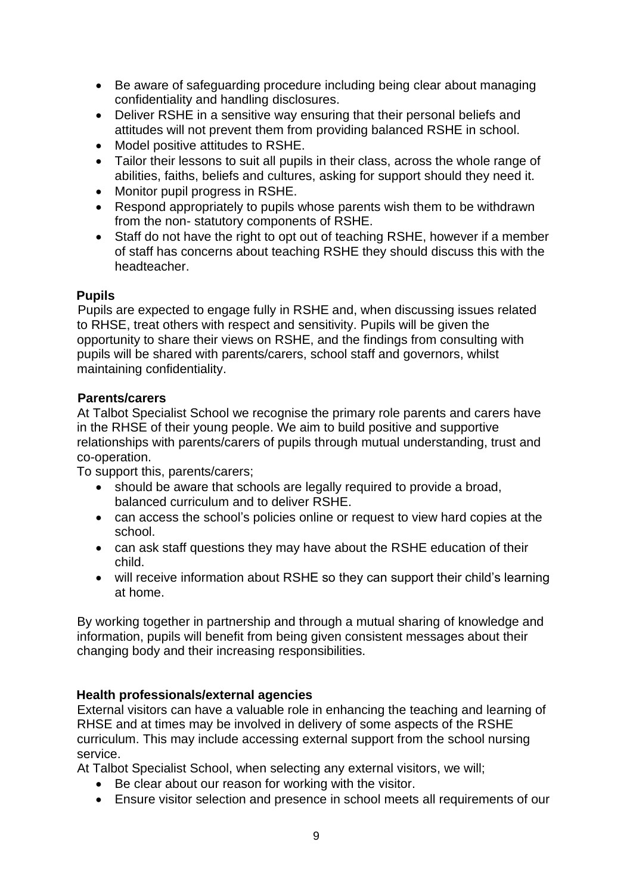- Be aware of safeguarding procedure including being clear about managing confidentiality and handling disclosures.
- Deliver RSHE in a sensitive way ensuring that their personal beliefs and attitudes will not prevent them from providing balanced RSHE in school.
- Model positive attitudes to RSHE.
- Tailor their lessons to suit all pupils in their class, across the whole range of abilities, faiths, beliefs and cultures, asking for support should they need it.
- Monitor pupil progress in RSHE.
- Respond appropriately to pupils whose parents wish them to be withdrawn from the non- statutory components of RSHE.
- Staff do not have the right to opt out of teaching RSHE, however if a member of staff has concerns about teaching RSHE they should discuss this with the headteacher.

**Pupils**

Pupils are expected to engage fully in RSHE and, when discussing issues related to RHSE, treat others with respect and sensitivity. Pupils will be given the opportunity to share their views on RSHE, and the findings from consulting with pupils will be shared with parents/carers, school staff and governors, whilst maintaining confidentiality.

**Parents/carers**

At Talbot Specialist School we recognise the primary role parents and carers have in the RHSE of their young people. We aim to build positive and supportive relationships with parents/carers of pupils through mutual understanding, trust and co-operation.

To support this, parents/carers;

- should be aware that schools are legally required to provide a broad, balanced curriculum and to deliver RSHE.
- can access the school's policies online or request to view hard copies at the school.
- can ask staff questions they may have about the RSHE education of their child.
- will receive information about RSHE so they can support their child's learning at home.

By working together in partnership and through a mutual sharing of knowledge and information, pupils will benefit from being given consistent messages about their changing body and their increasing responsibilities.

**Health professionals/external agencies**

External visitors can have a valuable role in enhancing the teaching and learning of RHSE and at times may be involved in delivery of some aspects of the RSHE curriculum. This may include accessing external support from the school nursing service.

At Talbot Specialist School, when selecting any external visitors, we will;

- Be clear about our reason for working with the visitor.
- Ensure visitor selection and presence in school meets all requirements of our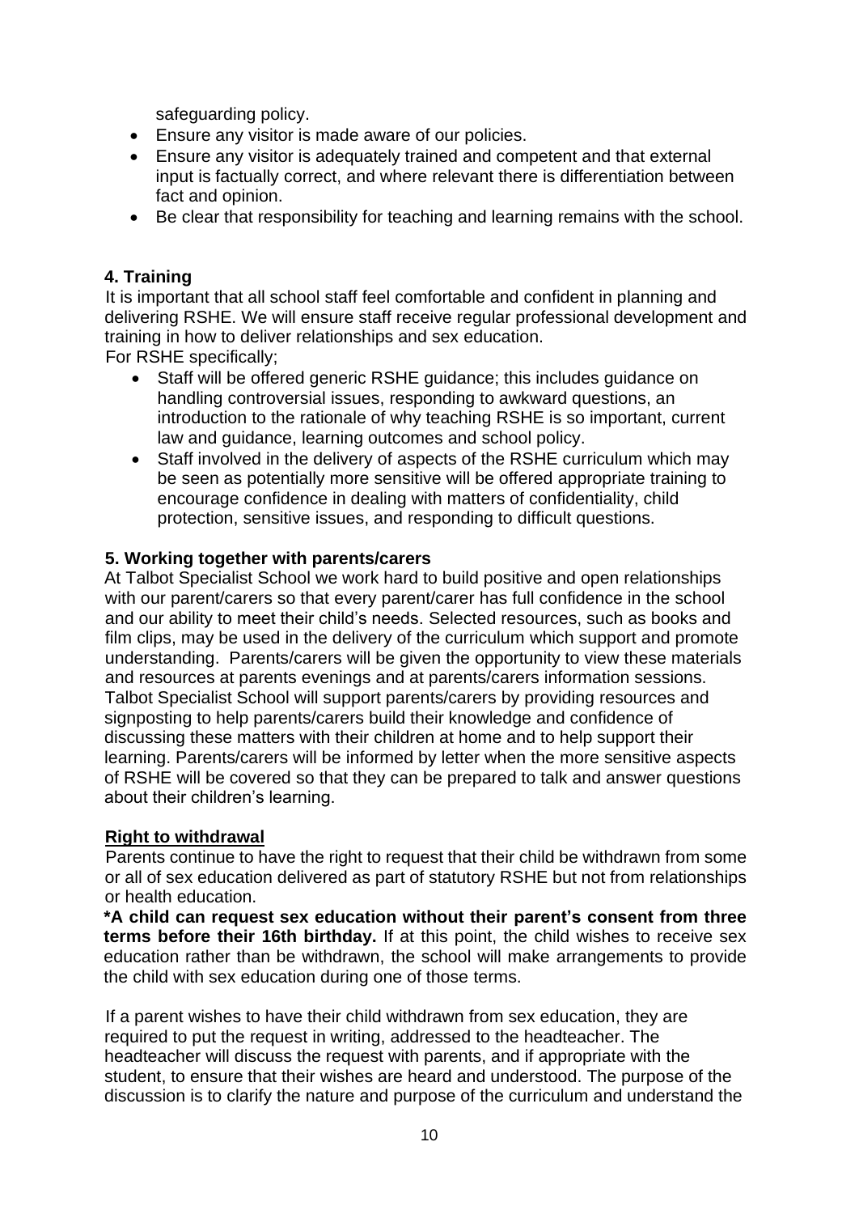safeguarding policy.

- Ensure any visitor is made aware of our policies.
- Ensure any visitor is adequately trained and competent and that external input is factually correct, and where relevant there is differentiation between fact and opinion.
- Be clear that responsibility for teaching and learning remains with the school.

### 4. Training

It is important that all school staff feel comfortable and confident in planning and delivering RSHE. We will ensure staff receive regular professional development and training in how to deliver relationships and sex education.

For RSHE specifically;

- Staff will be offered generic RSHE guidance; this includes guidance on handling controversial issues, responding to awkward questions, an introduction to the rationale of why teaching RSHE is so important, current law and guidance, learning outcomes and school policy.
- Staff involved in the delivery of aspects of the RSHE curriculum which may be seen as potentially more sensitive will be offered appropriate training to encourage confidence in dealing with matters of confidentiality, child protection, sensitive issues, and responding to difficult questions.

### 5. Working together with parents/carers

At Talbot Specialist School we work hard to build positive and open relationships with our parent/carers so that every parent/carer has full confidence in the school and our ability to meet their child's needs. Selected resources, such as books and film clips, may be used in the delivery of the curriculum which support and promote understanding. Parents/carers will be given the opportunity to view these materials and resources at parents evenings and at parents/carers information sessions. Talbot Specialist School will support parents/carers by providing resources and signposting to help parents/carers build their knowledge and confidence of discussing these matters with their children at home and to help support their learning. Parents/carers will be informed by letter when the more sensitive aspects of RSHE will be covered so that they can be prepared to talk and answer questions about their children's learning.

**Right to withdrawal**

Parents continue to have the right to request that their child be withdrawn from some or all of sex education delivered as part of statutory RSHE but not from relationships or health education.

**\*A child can request sex education without their parent's consent from three terms before their 16th birthday.** If at this point, the child wishes to receive sex education rather than be withdrawn, the school will make arrangements to provide the child with sex education during one of those terms.

If a parent wishes to have their child withdrawn from sex education, they are required to put the request in writing, addressed to the headteacher. The headteacher will discuss the request with parents, and if appropriate with the student, to ensure that their wishes are heard and understood. The purpose of the discussion is to clarify the nature and purpose of the curriculum and understand the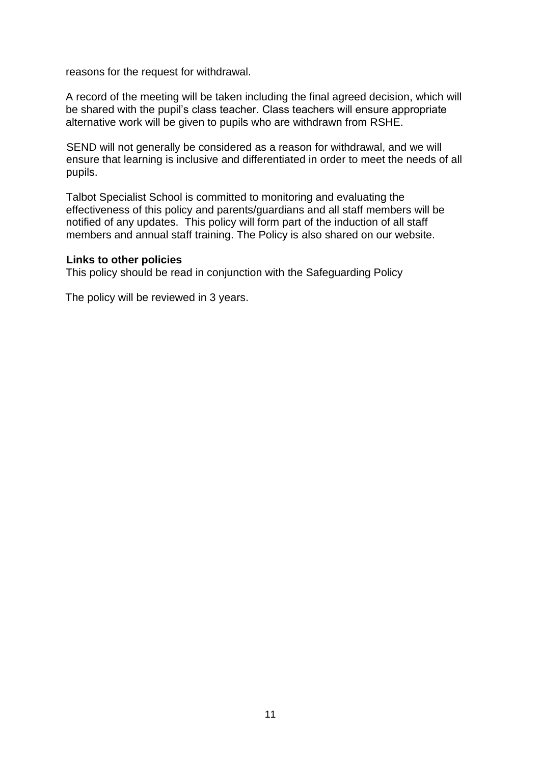reasons for the request for withdrawal.

A record of the meeting will be taken including the final agreed decision, which will be shared with the pupil's class teacher. Class teachers will ensure appropriate alternative work will be given to pupils who are withdrawn from RSHE.

SEND will not generally be considered as a reason for withdrawal, and we will ensure that learning is inclusive and differentiated in order to meet the needs of all pupils.

Talbot Specialist School is committed to monitoring and evaluating the effectiveness of this policy and parents/guardians and all staff members will be notified of any updates. This policy will form part of the induction of all staff members and annual staff training. The Policy is also shared on our website.

**Links to other policies**

This policy should be read in conjunction with the Safeguarding Policy

The policy will be reviewed in 3 years.